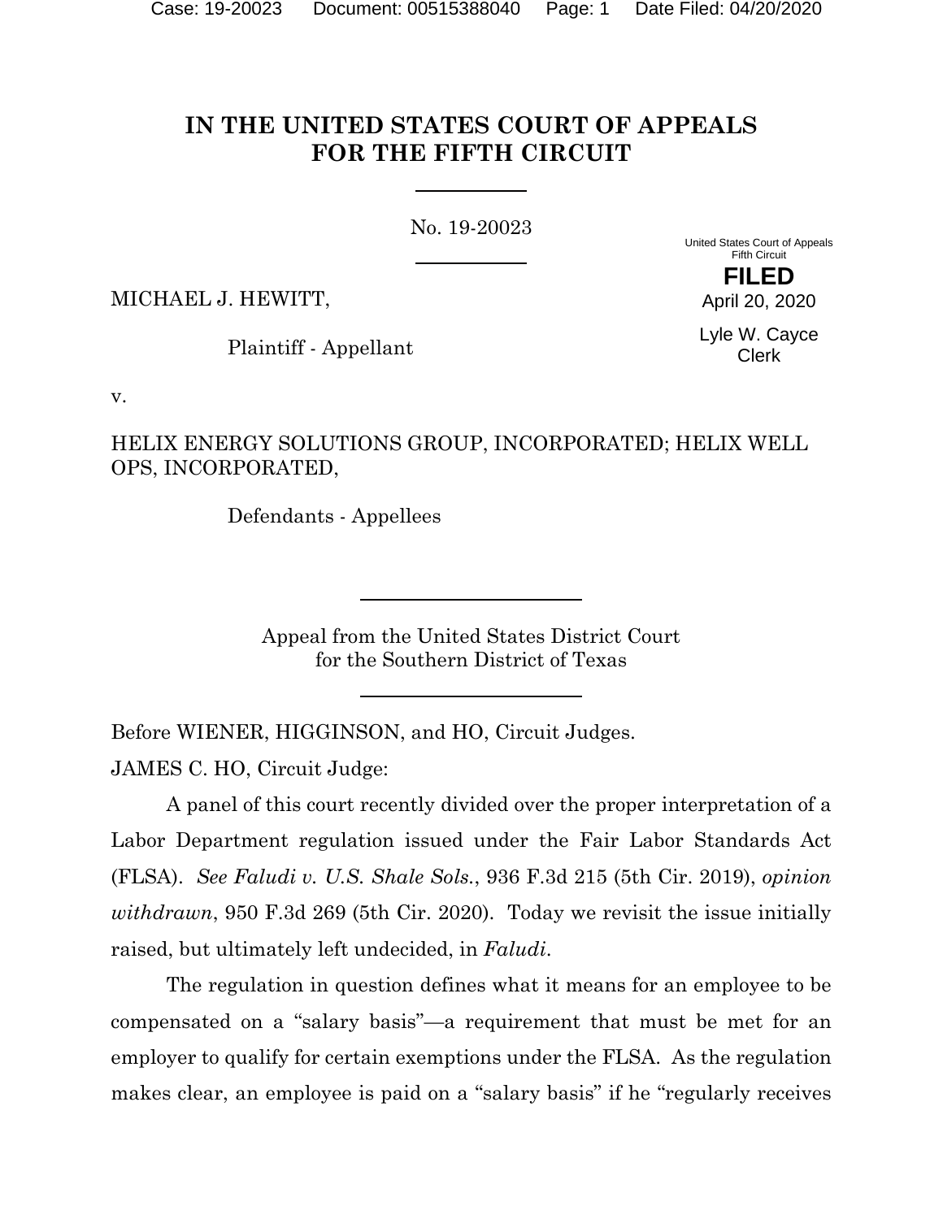# IN THE UNITED STATES COURT OF APPEALS FOR THE FIFTH CIRCUIT

No. 19-20023

United States Court of Appeals
Fifth Circuit

**FILED**

April 20, 2020

Lyle W. Cayce
Clerk

MICHAEL J. HEWITT,

Plaintiff - Appellant

v.

HELIX ENERGY SOLUTIONS GROUP, INCORPORATED; HELIX WELL OPS, INCORPORATED,

Defendants - Appellees

Appeal from the United States District Court
for the Southern District of Texas

Before WIENER, HIGGINSON, and HO, Circuit Judges.

JAMES C. HO, Circuit Judge:

A panel of this court recently divided over the proper interpretation of a Labor Department regulation issued under the Fair Labor Standards Act (FLSA). *See Faludi v. U.S. Shale Sols.*, 936 F.3d 215 (5th Cir. 2019), *opinion withdrawn*, 950 F.3d 269 (5th Cir. 2020). Today we revisit the issue initially raised, but ultimately left undecided, in *Faludi*.

The regulation in question defines what it means for an employee to be compensated on a "salary basis"—a requirement that must be met for an employer to qualify for certain exemptions under the FLSA. As the regulation makes clear, an employee is paid on a "salary basis" if he "regularly receives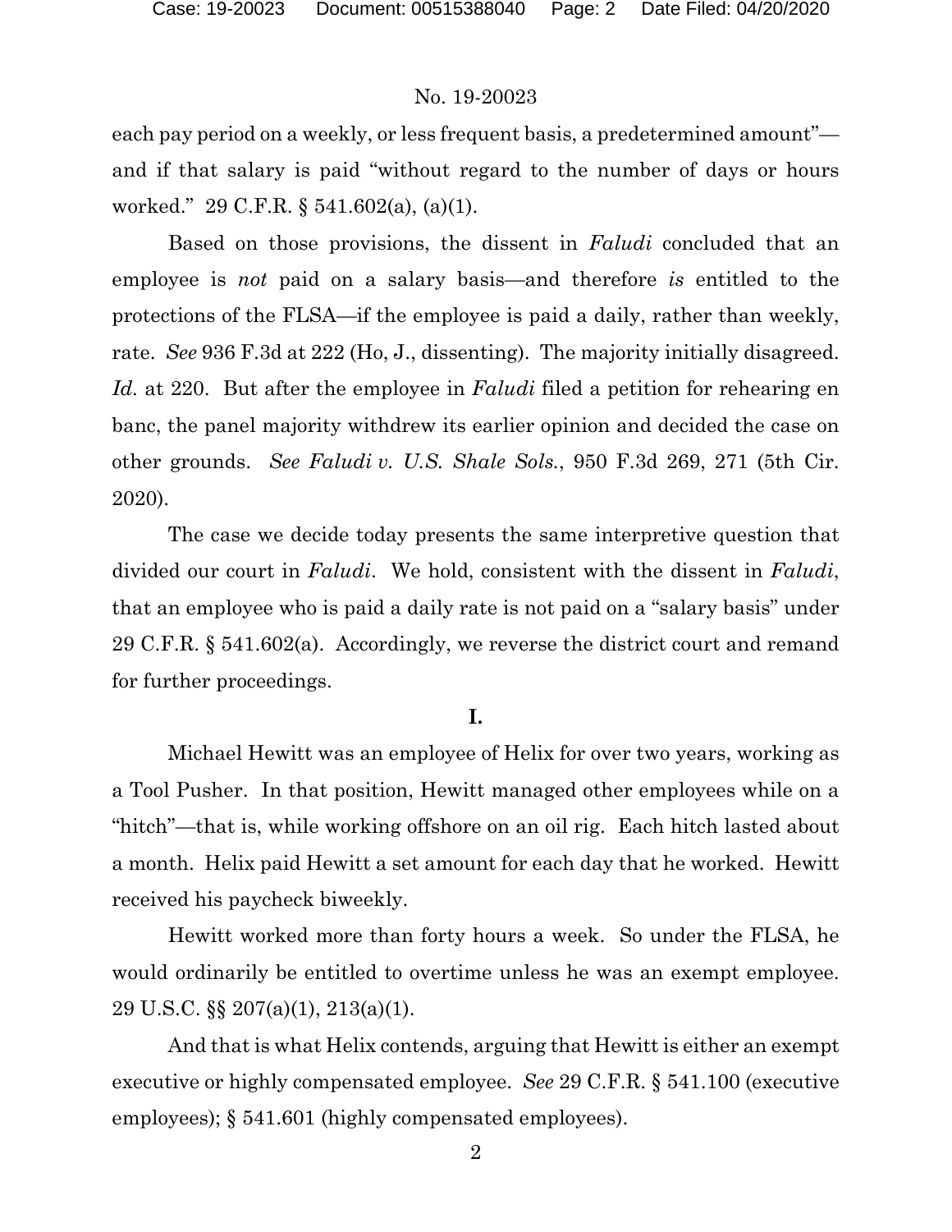each pay period on a weekly, or less frequent basis, a predetermined amount"—and if that salary is paid "without regard to the number of days or hours worked." 29 C.F.R. § 541.602(a), (a)(1).

Based on those provisions, the dissent in *Faludi* concluded that an employee is *not* paid on a salary basis—and therefore *is* entitled to the protections of the FLSA—if the employee is paid a daily, rather than weekly, rate. *See* 936 F.3d at 222 (Ho, J., dissenting). The majority initially disagreed. *Id.* at 220. But after the employee in *Faludi* filed a petition for rehearing en banc, the panel majority withdrew its earlier opinion and decided the case on other grounds. *See Faludi v. U.S. Shale Sols.*, 950 F.3d 269, 271 (5th Cir. 2020).

The case we decide today presents the same interpretive question that divided our court in *Faludi*. We hold, consistent with the dissent in *Faludi*, that an employee who is paid a daily rate is not paid on a "salary basis" under 29 C.F.R. § 541.602(a). Accordingly, we reverse the district court and remand for further proceedings.

**I.**

Michael Hewitt was an employee of Helix for over two years, working as a Tool Pusher. In that position, Hewitt managed other employees while on a "hitch"—that is, while working offshore on an oil rig. Each hitch lasted about a month. Helix paid Hewitt a set amount for each day that he worked. Hewitt received his paycheck biweekly.

Hewitt worked more than forty hours a week. So under the FLSA, he would ordinarily be entitled to overtime unless he was an exempt employee. 29 U.S.C. §§ 207(a)(1), 213(a)(1).

And that is what Helix contends, arguing that Hewitt is either an exempt executive or highly compensated employee. *See* 29 C.F.R. § 541.100 (executive employees); § 541.601 (highly compensated employees).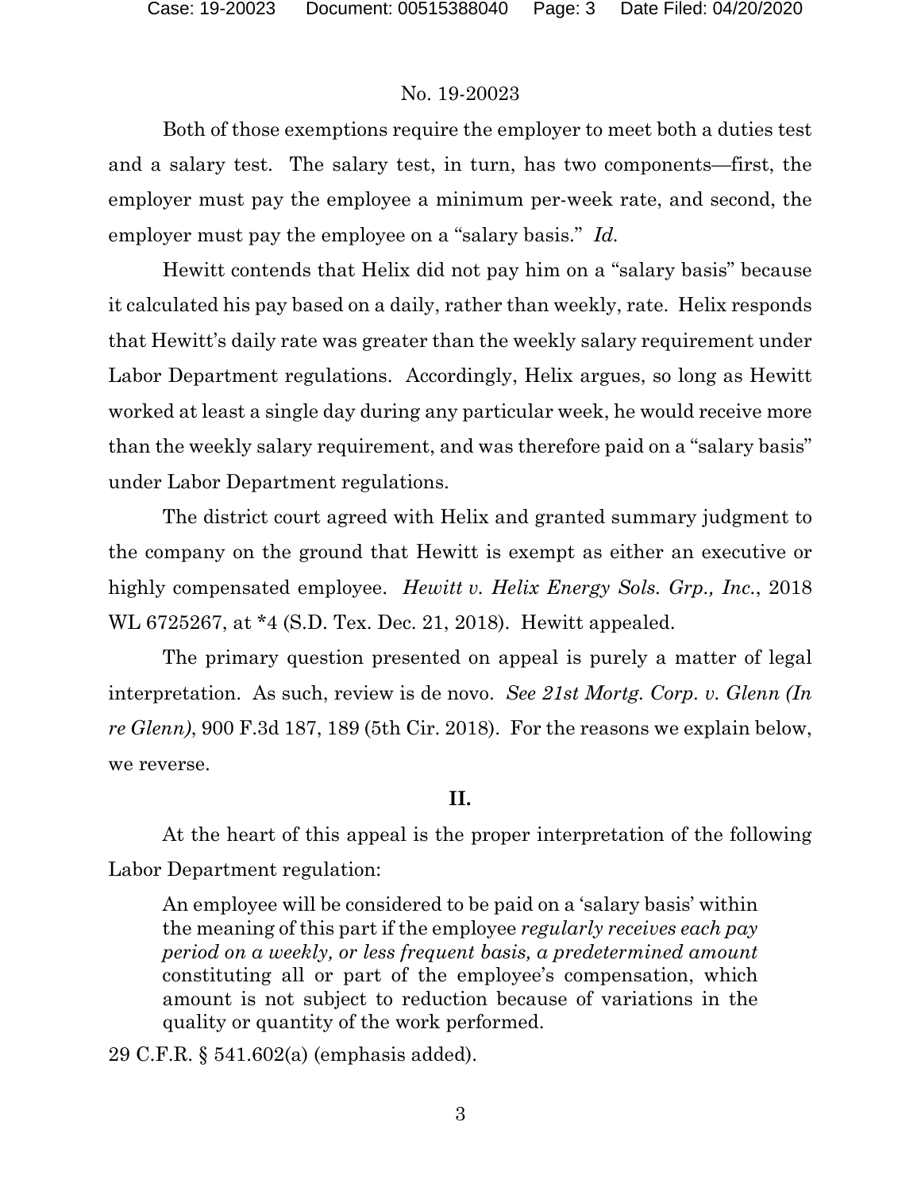Both of those exemptions require the employer to meet both a duties test and a salary test. The salary test, in turn, has two components—first, the employer must pay the employee a minimum per-week rate, and second, the employer must pay the employee on a "salary basis." *Id.*

Hewitt contends that Helix did not pay him on a "salary basis" because it calculated his pay based on a daily, rather than weekly, rate. Helix responds that Hewitt's daily rate was greater than the weekly salary requirement under Labor Department regulations. Accordingly, Helix argues, so long as Hewitt worked at least a single day during any particular week, he would receive more than the weekly salary requirement, and was therefore paid on a "salary basis" under Labor Department regulations.

The district court agreed with Helix and granted summary judgment to the company on the ground that Hewitt is exempt as either an executive or highly compensated employee. *Hewitt v. Helix Energy Sols. Grp., Inc.*, 2018 WL 6725267, at *4 (S.D. Tex. Dec. 21, 2018). Hewitt appealed.

The primary question presented on appeal is purely a matter of legal interpretation. As such, review is de novo. *See 21st Mortg. Corp. v. Glenn (In re Glenn)*, 900 F.3d 187, 189 (5th Cir. 2018). For the reasons we explain below, we reverse.

## II.

At the heart of this appeal is the proper interpretation of the following Labor Department regulation:

> An employee will be considered to be paid on a 'salary basis' within the meaning of this part if the employee *regularly receives each pay period on a weekly, or less frequent basis, a predetermined amount* constituting all or part of the employee's compensation, which amount is not subject to reduction because of variations in the quality or quantity of the work performed.

29 C.F.R. § 541.602(a) (emphasis added).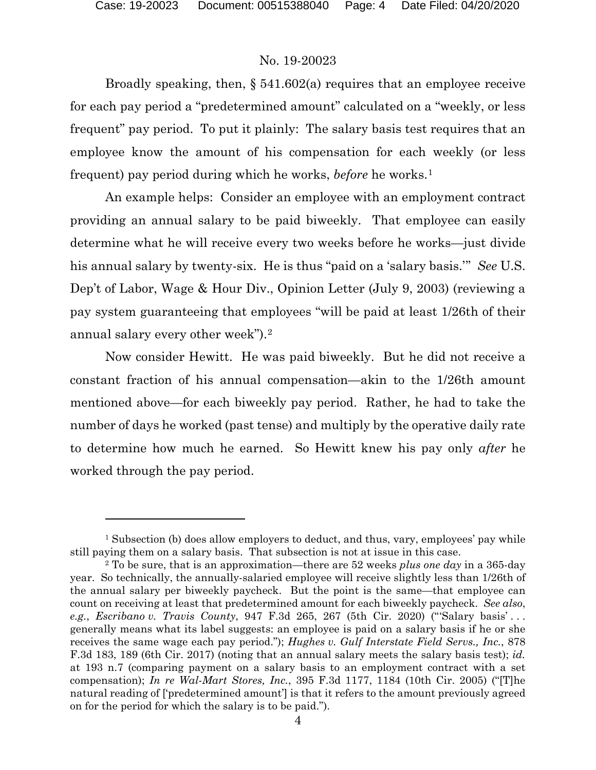Broadly speaking, then, § 541.602(a) requires that an employee receive for each pay period a "predetermined amount" calculated on a "weekly, or less frequent" pay period. To put it plainly: The salary basis test requires that an employee know the amount of his compensation for each weekly (or less frequent) pay period during which he works, *before* he works.[1]

An example helps: Consider an employee with an employment contract providing an annual salary to be paid biweekly. That employee can easily determine what he will receive every two weeks before he works—just divide his annual salary by twenty-six. He is thus "paid on a 'salary basis.'" *See* U.S. Dep't of Labor, Wage & Hour Div., Opinion Letter (July 9, 2003) (reviewing a pay system guaranteeing that employees "will be paid at least 1/26th of their annual salary every other week").[2]

Now consider Hewitt. He was paid biweekly. But he did not receive a constant fraction of his annual compensation—akin to the 1/26th amount mentioned above—for each biweekly pay period. Rather, he had to take the number of days he worked (past tense) and multiply by the operative daily rate to determine how much he earned. So Hewitt knew his pay only *after* he worked through the pay period.

---

[1] Subsection (b) does allow employers to deduct, and thus, vary, employees' pay while still paying them on a salary basis. That subsection is not at issue in this case.

[2] To be sure, that is an approximation—there are 52 weeks *plus one day* in a 365-day year. So technically, the annually-salaried employee will receive slightly less than 1/26th of the annual salary per biweekly paycheck. But the point is the same—that employee can count on receiving at least that predetermined amount for each biweekly paycheck. *See also*, *e.g.*, *Escribano v. Travis County*, 947 F.3d 265, 267 (5th Cir. 2020) ("'Salary basis' . . . generally means what its label suggests: an employee is paid on a salary basis if he or she receives the same wage each pay period."); *Hughes v. Gulf Interstate Field Servs., Inc.*, 878 F.3d 183, 189 (6th Cir. 2017) (noting that an annual salary meets the salary basis test); *id.* at 193 n.7 (comparing payment on a salary basis to an employment contract with a set compensation); *In re Wal-Mart Stores, Inc.*, 395 F.3d 1177, 1184 (10th Cir. 2005) ("[T]he natural reading of ['predetermined amount'] is that it refers to the amount previously agreed on for the period for which the salary is to be paid.").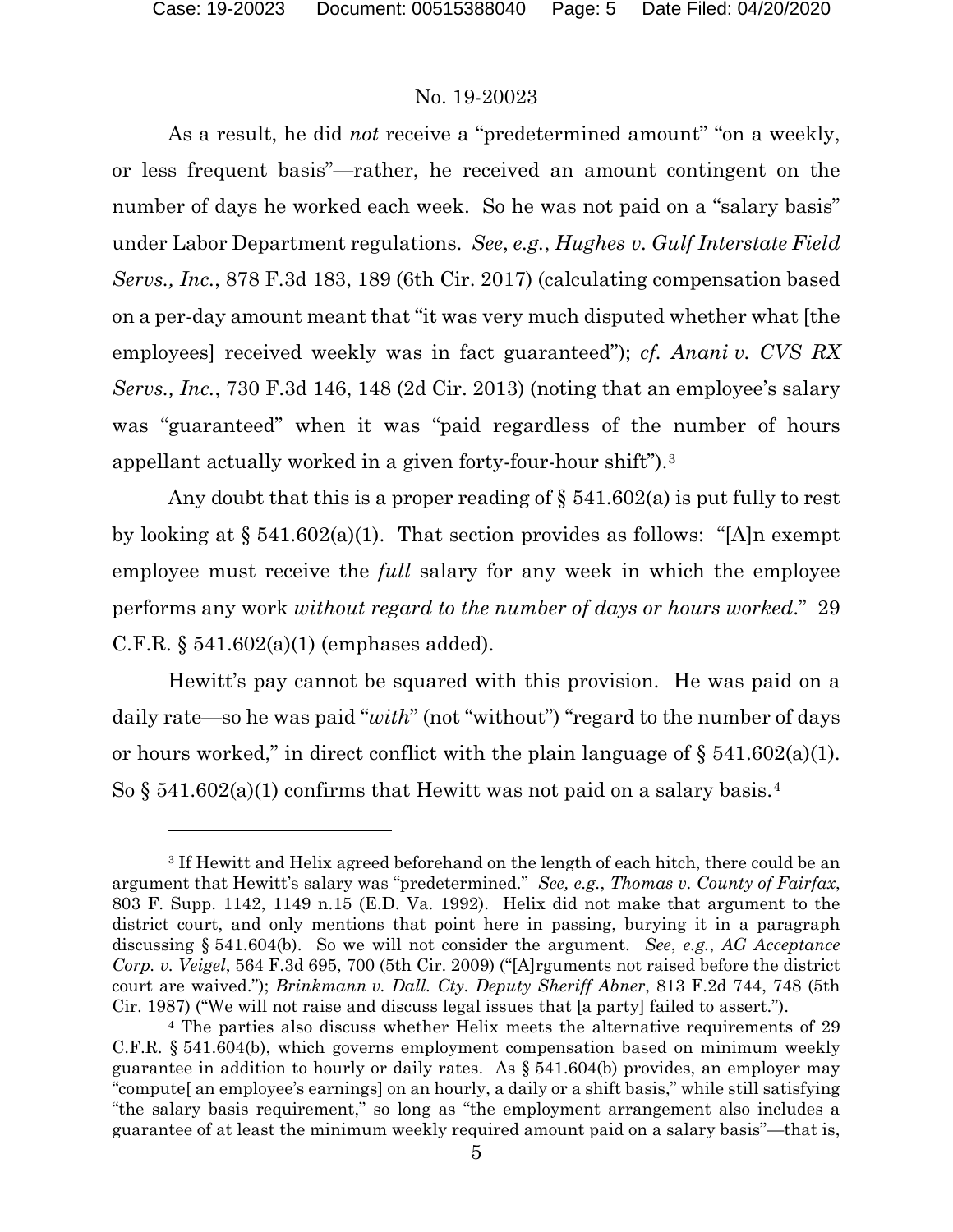As a result, he did *not* receive a "predetermined amount" "on a weekly, or less frequent basis"—rather, he received an amount contingent on the number of days he worked each week. So he was not paid on a "salary basis" under Labor Department regulations. *See*, *e.g.*, *Hughes v. Gulf Interstate Field Servs., Inc.*, 878 F.3d 183, 189 (6th Cir. 2017) (calculating compensation based on a per-day amount meant that "it was very much disputed whether what [the employees] received weekly was in fact guaranteed"); *cf. Anani v. CVS RX Servs., Inc.*, 730 F.3d 146, 148 (2d Cir. 2013) (noting that an employee's salary was "guaranteed" when it was "paid regardless of the number of hours appellant actually worked in a given forty-four-hour shift").[3]

Any doubt that this is a proper reading of § 541.602(a) is put fully to rest by looking at § 541.602(a)(1). That section provides as follows: "[A]n exempt employee must receive the *full* salary for any week in which the employee performs any work *without regard to the number of days or hours worked*." 29 C.F.R. § 541.602(a)(1) (emphases added).

Hewitt's pay cannot be squared with this provision. He was paid on a daily rate—so he was paid "*with*" (not "without") "regard to the number of days or hours worked," in direct conflict with the plain language of § 541.602(a)(1). So § 541.602(a)(1) confirms that Hewitt was not paid on a salary basis.[4]

---

[3] If Hewitt and Helix agreed beforehand on the length of each hitch, there could be an argument that Hewitt's salary was "predetermined." *See, e.g.*, *Thomas v. County of Fairfax*, 803 F. Supp. 1142, 1149 n.15 (E.D. Va. 1992). Helix did not make that argument to the district court, and only mentions that point here in passing, burying it in a paragraph discussing § 541.604(b). So we will not consider the argument. *See*, *e.g.*, *AG Acceptance Corp. v. Veigel*, 564 F.3d 695, 700 (5th Cir. 2009) ("[A]rguments not raised before the district court are waived."); *Brinkmann v. Dall. Cty. Deputy Sheriff Abner*, 813 F.2d 744, 748 (5th Cir. 1987) ("We will not raise and discuss legal issues that [a party] failed to assert.").

[4] The parties also discuss whether Helix meets the alternative requirements of 29 C.F.R. § 541.604(b), which governs employment compensation based on minimum weekly guarantee in addition to hourly or daily rates. As § 541.604(b) provides, an employer may "compute[ an employee's earnings] on an hourly, a daily or a shift basis," while still satisfying "the salary basis requirement," so long as "the employment arrangement also includes a guarantee of at least the minimum weekly required amount paid on a salary basis"—that is,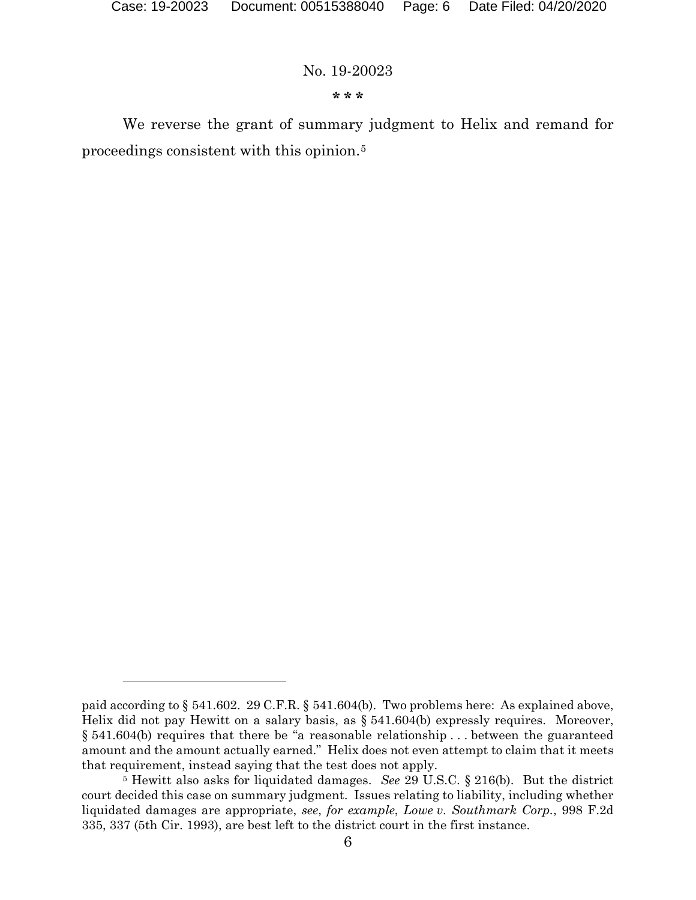No. 19-20023

\* \* \*

We reverse the grant of summary judgment to Helix and remand for proceedings consistent with this opinion.[5]

---

paid according to § 541.602. 29 C.F.R. § 541.604(b). Two problems here: As explained above, Helix did not pay Hewitt on a salary basis, as § 541.604(b) expressly requires. Moreover, § 541.604(b) requires that there be "a reasonable relationship . . . between the guaranteed amount and the amount actually earned." Helix does not even attempt to claim that it meets that requirement, instead saying that the test does not apply.

[5] Hewitt also asks for liquidated damages. *See* 29 U.S.C. § 216(b). But the district court decided this case on summary judgment. Issues relating to liability, including whether liquidated damages are appropriate, *see*, *for example*, *Lowe v. Southmark Corp.*, 998 F.2d 335, 337 (5th Cir. 1993), are best left to the district court in the first instance.